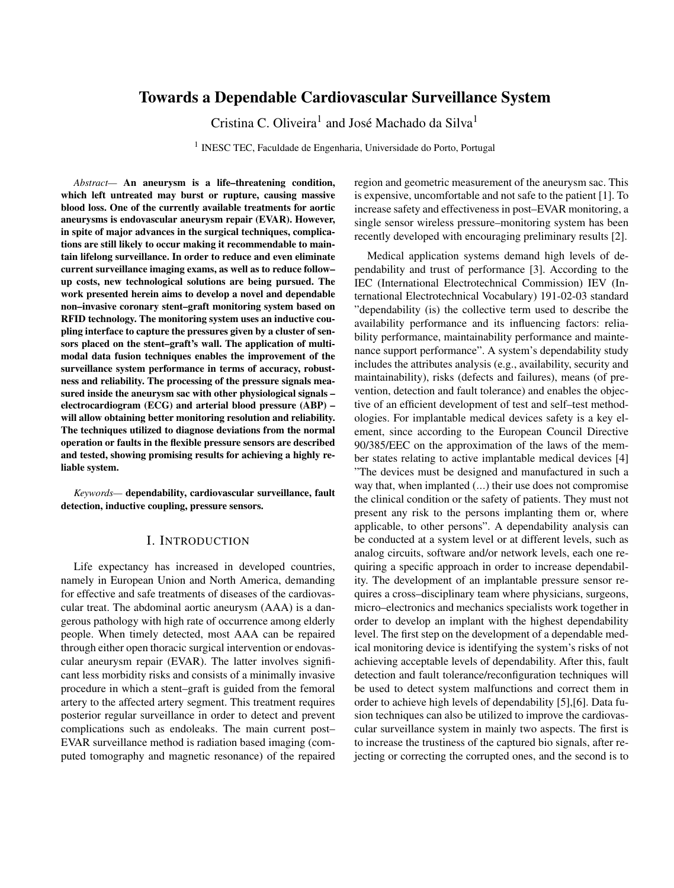# Towards a Dependable Cardiovascular Surveillance System

Cristina C. Oliveira[1] and José Machado da Silva[1]

[1] INESC TEC, Faculdade de Engenharia, Universidade do Porto, Portugal

*Abstract*— **An aneurysm is a life–threatening condition, which left untreated may burst or rupture, causing massive blood loss. One of the currently available treatments for aortic aneurysms is endovascular aneurysm repair (EVAR). However, in spite of major advances in the surgical techniques, complications are still likely to occur making it recommendable to maintain lifelong surveillance. In order to reduce and even eliminate current surveillance imaging exams, as well as to reduce follow–up costs, new technological solutions are being pursued. The work presented herein aims to develop a novel and dependable non–invasive coronary stent–graft monitoring system based on RFID technology. The monitoring system uses an inductive coupling interface to capture the pressures given by a cluster of sensors placed on the stent–graft's wall. The application of multimodal data fusion techniques enables the improvement of the surveillance system performance in terms of accuracy, robustness and reliability. The processing of the pressure signals measured inside the aneurysm sac with other physiological signals – electrocardiogram (ECG) and arterial blood pressure (ABP) – will allow obtaining better monitoring resolution and reliability. The techniques utilized to diagnose deviations from the normal operation or faults in the flexible pressure sensors are described and tested, showing promising results for achieving a highly reliable system.**

*Keywords*— **dependability, cardiovascular surveillance, fault detection, inductive coupling, pressure sensors.**

## I. Introduction

Life expectancy has increased in developed countries, namely in European Union and North America, demanding for effective and safe treatments of diseases of the cardiovascular treat. The abdominal aortic aneurysm (AAA) is a dangerous pathology with high rate of occurrence among elderly people. When timely detected, most AAA can be repaired through either open thoracic surgical intervention or endovascular aneurysm repair (EVAR). The latter involves significant less morbidity risks and consists of a minimally invasive procedure in which a stent–graft is guided from the femoral artery to the affected artery segment. This treatment requires posterior regular surveillance in order to detect and prevent complications such as endoleaks. The main current post–EVAR surveillance method is radiation based imaging (computed tomography and magnetic resonance) of the repaired region and geometric measurement of the aneurysm sac. This is expensive, uncomfortable and not safe to the patient [1]. To increase safety and effectiveness in post–EVAR monitoring, a single sensor wireless pressure–monitoring system has been recently developed with encouraging preliminary results [2].

Medical application systems demand high levels of dependability and trust of performance [3]. According to the IEC (International Electrotechnical Commission) IEV (International Electrotechnical Vocabulary) 191-02-03 standard "dependability (is) the collective term used to describe the availability performance and its influencing factors: reliability performance, maintainability performance and maintenance support performance". A system's dependability study includes the attributes analysis (e.g., availability, security and maintainability), risks (defects and failures), means (of prevention, detection and fault tolerance) and enables the objective of an efficient development of test and self–test methodologies. For implantable medical devices safety is a key element, since according to the European Council Directive 90/385/EEC on the approximation of the laws of the member states relating to active implantable medical devices [4] "The devices must be designed and manufactured in such a way that, when implanted (...) their use does not compromise the clinical condition or the safety of patients. They must not present any risk to the persons implanting them or, where applicable, to other persons". A dependability analysis can be conducted at a system level or at different levels, such as analog circuits, software and/or network levels, each one requiring a specific approach in order to increase dependability. The development of an implantable pressure sensor requires a cross–disciplinary team where physicians, surgeons, micro–electronics and mechanics specialists work together in order to develop an implant with the highest dependability level. The first step on the development of a dependable medical monitoring device is identifying the system's risks of not achieving acceptable levels of dependability. After this, fault detection and fault tolerance/reconfiguration techniques will be used to detect system malfunctions and correct them in order to achieve high levels of dependability [5],[6]. Data fusion techniques can also be utilized to improve the cardiovascular surveillance system in mainly two aspects. The first is to increase the trustiness of the captured bio signals, after rejecting or correcting the corrupted ones, and the second is to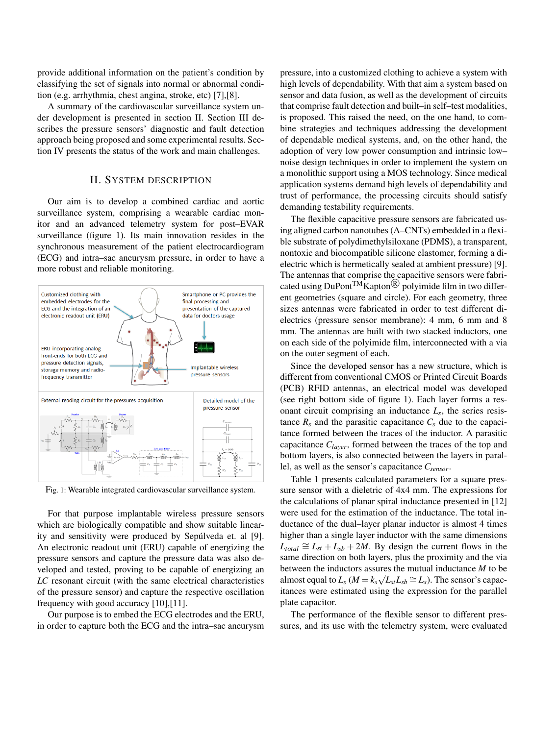provide additional information on the patient's condition by classifying the set of signals into normal or abnormal condition (e.g. arrhythmia, chest angina, stroke, etc) [7],[8].

A summary of the cardiovascular surveillance system under development is presented in section II. Section III describes the pressure sensors' diagnostic and fault detection approach being proposed and some experimental results. Section IV presents the status of the work and main challenges.

## II. System description

Our aim is to develop a combined cardiac and aortic surveillance system, comprising a wearable cardiac monitor and an advanced telemetry system for post–EVAR surveillance (figure 1). Its main innovation resides in the synchronous measurement of the patient electrocardiogram (ECG) and intra–sac aneurysm pressure, in order to have a more robust and reliable monitoring.

Fig. 1: Wearable integrated cardiovascular surveillance system.

For that purpose implantable wireless pressure sensors which are biologically compatible and show suitable linearity and sensitivity were produced by Sepúlveda et. al [9]. An electronic readout unit (ERU) capable of energizing the pressure sensors and capture the pressure data was also developed and tested, proving to be capable of energizing an *LC* resonant circuit (with the same electrical characteristics of the pressure sensor) and capture the respective oscillation frequency with good accuracy [10],[11].

Our purpose is to embed the ECG electrodes and the ERU, in order to capture both the ECG and the intra–sac aneurysm pressure, into a customized clothing to achieve a system with high levels of dependability. With that aim a system based on sensor and data fusion, as well as the development of circuits that comprise fault detection and built–in self–test modalities, is proposed. This raised the need, on the one hand, to combine strategies and techniques addressing the development of dependable medical systems, and, on the other hand, the adoption of very low power consumption and intrinsic low–noise design techniques in order to implement the system on a monolithic support using a MOS technology. Since medical application systems demand high levels of dependability and trust of performance, the processing circuits should satisfy demanding testability requirements.

The flexible capacitive pressure sensors are fabricated using aligned carbon nanotubes (A–CNTs) embedded in a flexible substrate of polydimethylsiloxane (PDMS), a transparent, nontoxic and biocompatible silicone elastomer, forming a dielectric which is hermetically sealed at ambient pressure) [9]. The antennas that comprise the capacitive sensors were fabricated using DuPont™ Kapton® polyimide film in two different geometries (square and circle). For each geometry, three sizes antennas were fabricated in order to test different dielectrics (pressure sensor membrane): 4 mm, 6 mm and 8 mm. The antennas are built with two stacked inductors, one on each side of the polyimide film, interconnected with a via on the outer segment of each.

Since the developed sensor has a new structure, which is different from conventional CMOS or Printed Circuit Boards (PCB) RFID antennas, an electrical model was developed (see right bottom side of figure 1). Each layer forms a resonant circuit comprising an inductance $L_s$, the series resistance $R_s$ and the parasitic capacitance $C_s$ due to the capacitance formed between the traces of the inductor. A parasitic capacitance $C_{layer}$, formed between the traces of the top and bottom layers, is also connected between the layers in parallel, as well as the sensor's capacitance $C_{sensor}$.

Table 1 presents calculated parameters for a square pressure sensor with a dieletric of 4x4 mm. The expressions for the calculations of planar spiral inductance presented in [12] were used for the estimation of the inductance. The total inductance of the dual–layer planar inductor is almost 4 times higher than a single layer inductor with the same dimensions $L_{total} \cong L_{st} + L_{sb} + 2M$. By design the current flows in the same direction on both layers, plus the proximity and the via between the inductors assures the mutual inductance $M$ to be almost equal to $L_s$ ($M = k_s\sqrt{L_{st}L_{sb}} \cong L_s$). The sensor's capacitances were estimated using the expression for the parallel plate capacitor.

The performance of the flexible sensor to different pressures, and its use with the telemetry system, were evaluated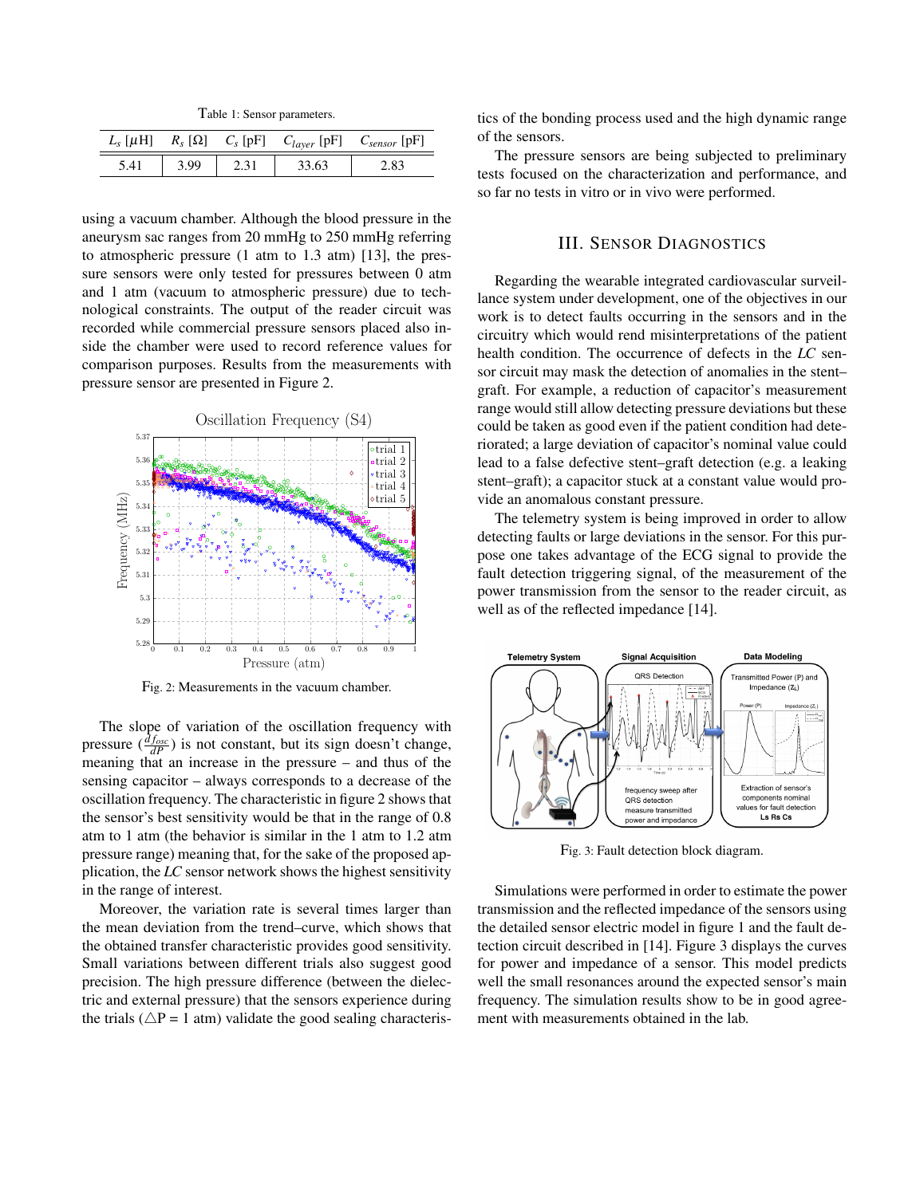Table 1: Sensor parameters.

| $L_s$ [$\mu$H] | $R_s$ [Ω] | $C_s$ [pF] | $C_{layer}$ [pF] | $C_{sensor}$ [pF] |
|---|---|---|---|---|
| 5.41 | 3.99 | 2.31 | 33.63 | 2.83 |

using a vacuum chamber. Although the blood pressure in the aneurysm sac ranges from 20 mmHg to 250 mmHg referring to atmospheric pressure (1 atm to 1.3 atm) [13], the pressure sensors were only tested for pressures between 0 atm and 1 atm (vacuum to atmospheric pressure) due to technological constraints. The output of the reader circuit was recorded while commercial pressure sensors placed also inside the chamber were used to record reference values for comparison purposes. Results from the measurements with pressure sensor are presented in Figure 2.

Fig. 2: Measurements in the vacuum chamber.

The slope of variation of the oscillation frequency with pressure ($\frac{d f_{osc}}{dP}$) is not constant, but its sign doesn't change, meaning that an increase in the pressure – and thus of the sensing capacitor – always corresponds to a decrease of the oscillation frequency. The characteristic in figure 2 shows that the sensor's best sensitivity would be that in the range of 0.8 atm to 1 atm (the behavior is similar in the 1 atm to 1.2 atm pressure range) meaning that, for the sake of the proposed application, the *LC* sensor network shows the highest sensitivity in the range of interest.

Moreover, the variation rate is several times larger than the mean deviation from the trend–curve, which shows that the obtained transfer characteristic provides good sensitivity. Small variations between different trials also suggest good precision. The high pressure difference (between the dielectric and external pressure) that the sensors experience during the trials ($\triangle$P = 1 atm) validate the good sealing characteristics of the bonding process used and the high dynamic range of the sensors.

The pressure sensors are being subjected to preliminary tests focused on the characterization and performance, and so far no tests in vitro or in vivo were performed.

## III. Sensor Diagnostics

Regarding the wearable integrated cardiovascular surveillance system under development, one of the objectives in our work is to detect faults occurring in the sensors and in the circuitry which would rend misinterpretations of the patient health condition. The occurrence of defects in the *LC* sensor circuit may mask the detection of anomalies in the stent–graft. For example, a reduction of capacitor's measurement range would still allow detecting pressure deviations but these could be taken as good even if the patient condition had deteriorated; a large deviation of capacitor's nominal value could lead to a false defective stent–graft detection (e.g. a leaking stent–graft); a capacitor stuck at a constant value would provide an anomalous constant pressure.

The telemetry system is being improved in order to allow detecting faults or large deviations in the sensor. For this purpose one takes advantage of the ECG signal to provide the fault detection triggering signal, of the measurement of the power transmission from the sensor to the reader circuit, as well as of the reflected impedance [14].

Fig. 3: Fault detection block diagram.

Simulations were performed in order to estimate the power transmission and the reflected impedance of the sensors using the detailed sensor electric model in figure 1 and the fault detection circuit described in [14]. Figure 3 displays the curves for power and impedance of a sensor. This model predicts well the small resonances around the expected sensor's main frequency. The simulation results show to be in good agreement with measurements obtained in the lab.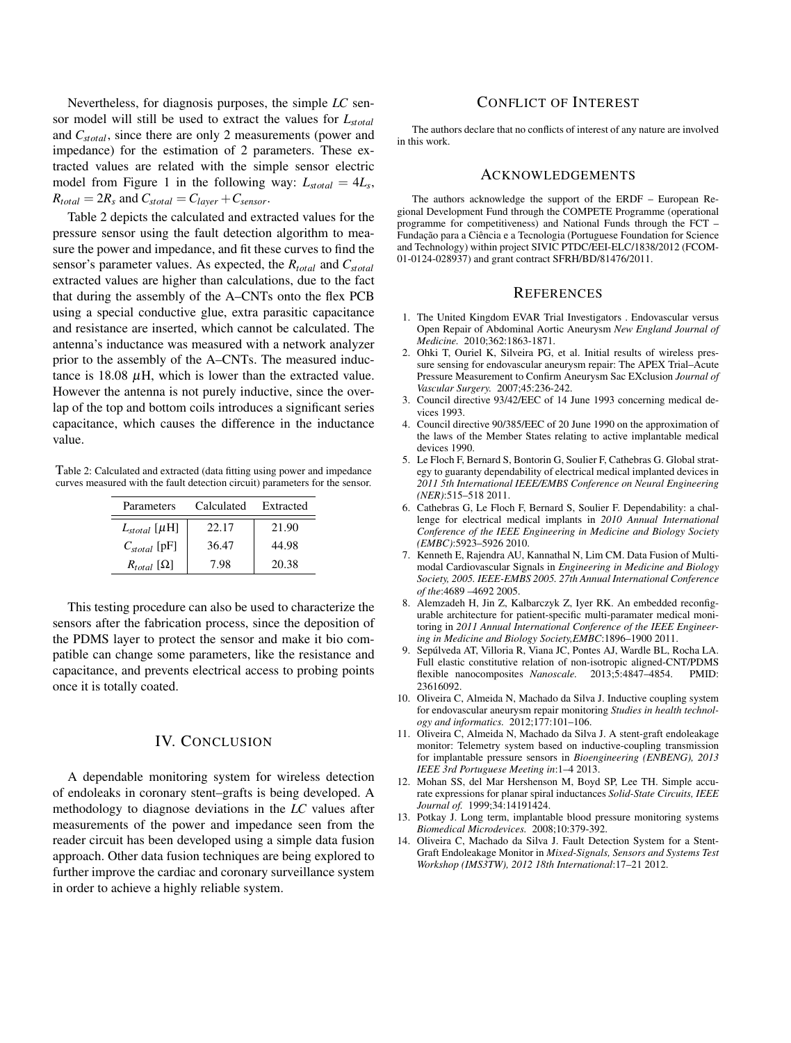Nevertheless, for diagnosis purposes, the simple *LC* sensor model will still be used to extract the values for $L_{stotal}$ and $C_{stotal}$, since there are only 2 measurements (power and impedance) for the estimation of 2 parameters. These extracted values are related with the simple sensor electric model from Figure 1 in the following way: $L_{stotal} = 4L_s$, $R_{total} = 2R_s$ and $C_{stotal} = C_{layer} + C_{sensor}$.

Table 2 depicts the calculated and extracted values for the pressure sensor using the fault detection algorithm to measure the power and impedance, and fit these curves to find the sensor's parameter values. As expected, the $R_{total}$ and $C_{stotal}$ extracted values are higher than calculations, due to the fact that during the assembly of the A–CNTs onto the flex PCB using a special conductive glue, extra parasitic capacitance and resistance are inserted, which cannot be calculated. The antenna's inductance was measured with a network analyzer prior to the assembly of the A–CNTs. The measured inductance is 18.08 $\mu$H, which is lower than the extracted value. However the antenna is not purely inductive, since the overlap of the top and bottom coils introduces a significant series capacitance, which causes the difference in the inductance value.

Table 2: Calculated and extracted (data fitting using power and impedance curves measured with the fault detection circuit) parameters for the sensor.

| Parameters | Calculated | Extracted |
|---|---|---|
| $L_{stotal}$ [$\mu$H] | 22.17 | 21.90 |
| $C_{stotal}$ [pF] | 36.47 | 44.98 |
| $R_{total}$ [$\Omega$] | 7.98 | 20.38 |

This testing procedure can also be used to characterize the sensors after the fabrication process, since the deposition of the PDMS layer to protect the sensor and make it bio compatible can change some parameters, like the resistance and capacitance, and prevents electrical access to probing points once it is totally coated.

## IV. Conclusion

A dependable monitoring system for wireless detection of endoleaks in coronary stent–grafts is being developed. A methodology to diagnose deviations in the *LC* values after measurements of the power and impedance seen from the reader circuit has been developed using a simple data fusion approach. Other data fusion techniques are being explored to further improve the cardiac and coronary surveillance system in order to achieve a highly reliable system.

## Conflict of Interest

The authors declare that no conflicts of interest of any nature are involved in this work.

## Acknowledgements

The authors acknowledge the support of the ERDF – European Regional Development Fund through the COMPETE Programme (operational programme for competitiveness) and National Funds through the FCT – Fundação para a Ciência e a Tecnologia (Portuguese Foundation for Science and Technology) within project SIVIC PTDC/EEI-ELC/1838/2012 (FCOM-01-0124-028937) and grant contract SFRH/BD/81476/2011.

## References

1. The United Kingdom EVAR Trial Investigators . Endovascular versus Open Repair of Abdominal Aortic Aneurysm *New England Journal of Medicine.* 2010;362:1863-1871.
2. Ohki T, Ouriel K, Silveira PG, et al. Initial results of wireless pressure sensing for endovascular aneurysm repair: The APEX Trial–Acute Pressure Measurement to Confirm Aneurysm Sac EXclusion *Journal of Vascular Surgery.* 2007;45:236-242.
3. Council directive 93/42/EEC of 14 June 1993 concerning medical devices 1993.
4. Council directive 90/385/EEC of 20 June 1990 on the approximation of the laws of the Member States relating to active implantable medical devices 1990.
5. Le Floch F, Bernard S, Bontorin G, Soulier F, Cathebras G. Global strategy to guaranty dependability of electrical medical implanted devices in *2011 5th International IEEE/EMBS Conference on Neural Engineering (NER)*:515–518 2011.
6. Cathebras G, Le Floch F, Bernard S, Soulier F. Dependability: a challenge for electrical medical implants in *2010 Annual International Conference of the IEEE Engineering in Medicine and Biology Society (EMBC)*:5923–5926 2010.
7. Kenneth E, Rajendra AU, Kannathal N, Lim CM. Data Fusion of Multimodal Cardiovascular Signals in *Engineering in Medicine and Biology Society, 2005. IEEE-EMBS 2005. 27th Annual International Conference of the*:4689 –4692 2005.
8. Alemzadeh H, Jin Z, Kalbarczyk Z, Iyer RK. An embedded reconfigurable architecture for patient-specific multi-paramater medical monitoring in *2011 Annual International Conference of the IEEE Engineering in Medicine and Biology Society,EMBC*:1896–1900 2011.
9. Sepúlveda AT, Villoria R, Viana JC, Pontes AJ, Wardle BL, Rocha LA. Full elastic constitutive relation of non-isotropic aligned-CNT/PDMS flexible nanocomposites *Nanoscale.* 2013;5:4847–4854. PMID: 23616092.
10. Oliveira C, Almeida N, Machado da Silva J. Inductive coupling system for endovascular aneurysm repair monitoring *Studies in health technology and informatics.* 2012;177:101–106.
11. Oliveira C, Almeida N, Machado da Silva J. A stent-graft endoleakage monitor: Telemetry system based on inductive-coupling transmission for implantable pressure sensors in *Bioengineering (ENBENG), 2013 IEEE 3rd Portuguese Meeting in*:1–4 2013.
12. Mohan SS, del Mar Hershenson M, Boyd SP, Lee TH. Simple accurate expressions for planar spiral inductances *Solid-State Circuits, IEEE Journal of.* 1999;34:14191424.
13. Potkay J. Long term, implantable blood pressure monitoring systems *Biomedical Microdevices.* 2008;10:379-392.
14. Oliveira C, Machado da Silva J. Fault Detection System for a Stent-Graft Endoleakage Monitor in *Mixed-Signals, Sensors and Systems Test Workshop (IMS3TW), 2012 18th International*:17–21 2012.